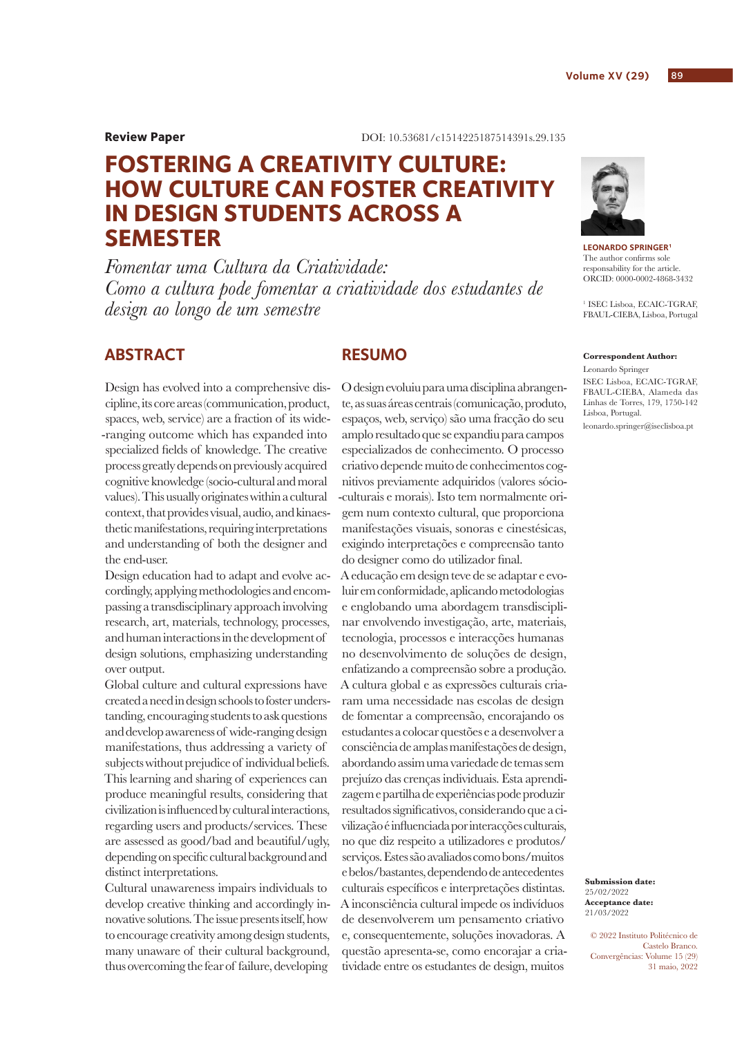**Review Paper**

DOI: 10.53681/c1514225187514391s.29.135

# FOSTERING A CREATIVITY CULTURE: HOW CULTURE CAN FOSTER CREATIVITY IN DESIGN STUDENTS ACROSS A SEMESTER

*Fomentar uma Cultura da Criatividade: Como a cultura pode fomentar a criatividade dos estudantes de design ao longo de um semestre*

**LEONARDO SPRINGER**[1]
The author confirms sole responsability for the article.
ORCID: 0000-0002-4868-3432

[1] ISEC Lisboa, ECAIC-TGRAF, FBAUL-CIEBA, Lisboa, Portugal

**Correspondent Author:**
Leonardo Springer
ISEC Lisboa, ECAIC-TGRAF, FBAUL-CIEBA, Alameda das Linhas de Torres, 179, 1750-142 Lisboa, Portugal.
leonardo.springer@iseclisboa.pt

**Submission date:**
25/02/2022
**Acceptance date:**
21/03/2022

© 2022 Instituto Politécnico de Castelo Branco.
Convergências: Volume 15 (29)
31 maio, 2022

## ABSTRACT

Design has evolved into a comprehensive discipline, its core areas (communication, product, spaces, web, service) are a fraction of its wide-ranging outcome which has expanded into specialized fields of knowledge. The creative process greatly depends on previously acquired cognitive knowledge (socio-cultural and moral values). This usually originates within a cultural context, that provides visual, audio, and kinaesthetic manifestations, requiring interpretations and understanding of both the designer and the end-user.

Design education had to adapt and evolve accordingly, applying methodologies and encompassing a transdisciplinary approach involving research, art, materials, technology, processes, and human interactions in the development of design solutions, emphasizing understanding over output.

Global culture and cultural expressions have created a need in design schools to foster understanding, encouraging students to ask questions and develop awareness of wide-ranging design manifestations, thus addressing a variety of subjects without prejudice of individual beliefs. This learning and sharing of experiences can produce meaningful results, considering that civilization is influenced by cultural interactions, regarding users and products/services. These are assessed as good/bad and beautiful/ugly, depending on specific cultural background and distinct interpretations.

Cultural unawareness impairs individuals to develop creative thinking and accordingly innovative solutions. The issue presents itself, how to encourage creativity among design students, many unaware of their cultural background, thus overcoming the fear of failure, developing

## RESUMO

O design evoluiu para uma disciplina abrangente, as suas áreas centrais (comunicação, produto, espaços, web, serviço) são uma fracção do seu amplo resultado que se expandiu para campos especializados de conhecimento. O processo criativo depende muito de conhecimentos cognitivos previamente adquiridos (valores sócio-culturais e morais). Isto tem normalmente origem num contexto cultural, que proporciona manifestações visuais, sonoras e cinestésicas, exigindo interpretações e compreensão tanto do designer como do utilizador final.

A educação em design teve de se adaptar e evoluir em conformidade, aplicando metodologias e englobando uma abordagem transdisciplinar envolvendo investigação, arte, materiais, tecnologia, processos e interacções humanas no desenvolvimento de soluções de design, enfatizando a compreensão sobre a produção.

A cultura global e as expressões culturais criaram uma necessidade nas escolas de design de fomentar a compreensão, encorajando os estudantes a colocar questões e a desenvolver a consciência de amplas manifestações de design, abordando assim uma variedade de temas sem prejuízo das crenças individuais. Esta aprendizagem e partilha de experiências pode produzir resultados significativos, considerando que a civilização é influenciada por interacções culturais, no que diz respeito a utilizadores e produtos/serviços. Estes são avaliados como bons/muitos e belos/bastantes, dependendo de antecedentes culturais específicos e interpretações distintas.

A inconsciência cultural impede os indivíduos de desenvolverem um pensamento criativo e, consequentemente, soluções inovadoras. A questão apresenta-se, como encorajar a criatividade entre os estudantes de design, muitos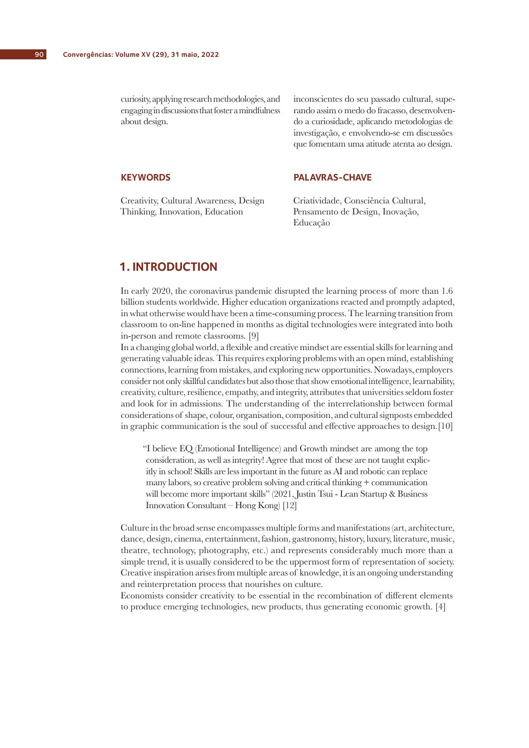curiosity, applying research methodologies, and engaging in discussions that foster a mindfulness about design.

inconscientes do seu passado cultural, superando assim o medo do fracasso, desenvolvendo a curiosidade, aplicando metodologias de investigação, e envolvendo-se em discussões que fomentam uma atitude atenta ao design.

**KEYWORDS**

Creativity, Cultural Awareness, Design Thinking, Innovation, Education

**PALAVRAS-CHAVE**

Criatividade, Consciência Cultural, Pensamento de Design, Inovação, Educação

## 1. INTRODUCTION

In early 2020, the coronavirus pandemic disrupted the learning process of more than 1.6 billion students worldwide. Higher education organizations reacted and promptly adapted, in what otherwise would have been a time-consuming process. The learning transition from classroom to on-line happened in months as digital technologies were integrated into both in-person and remote classrooms. [9]

In a changing global world, a flexible and creative mindset are essential skills for learning and generating valuable ideas. This requires exploring problems with an open mind, establishing connections, learning from mistakes, and exploring new opportunities. Nowadays, employers consider not only skillful candidates but also those that show emotional intelligence, learnability, creativity, culture, resilience, empathy, and integrity, attributes that universities seldom foster and look for in admissions. The understanding of the interrelationship between formal considerations of shape, colour, organisation, composition, and cultural signposts embedded in graphic communication is the soul of successful and effective approaches to design.[10]

> "I believe EQ (Emotional Intelligence) and Growth mindset are among the top consideration, as well as integrity! Agree that most of these are not taught explicitly in school! Skills are less important in the future as AI and robotic can replace many labors, so creative problem solving and critical thinking + communication will become more important skills" (2021, Justin Tsui - Lean Startup & Business Innovation Consultant – Hong Kong) [12]

Culture in the broad sense encompasses multiple forms and manifestations (art, architecture, dance, design, cinema, entertainment, fashion, gastronomy, history, luxury, literature, music, theatre, technology, photography, etc.) and represents considerably much more than a simple trend, it is usually considered to be the uppermost form of representation of society. Creative inspiration arises from multiple areas of knowledge, it is an ongoing understanding and reinterpretation process that nourishes on culture.

Economists consider creativity to be essential in the recombination of different elements to produce emerging technologies, new products, thus generating economic growth. [4]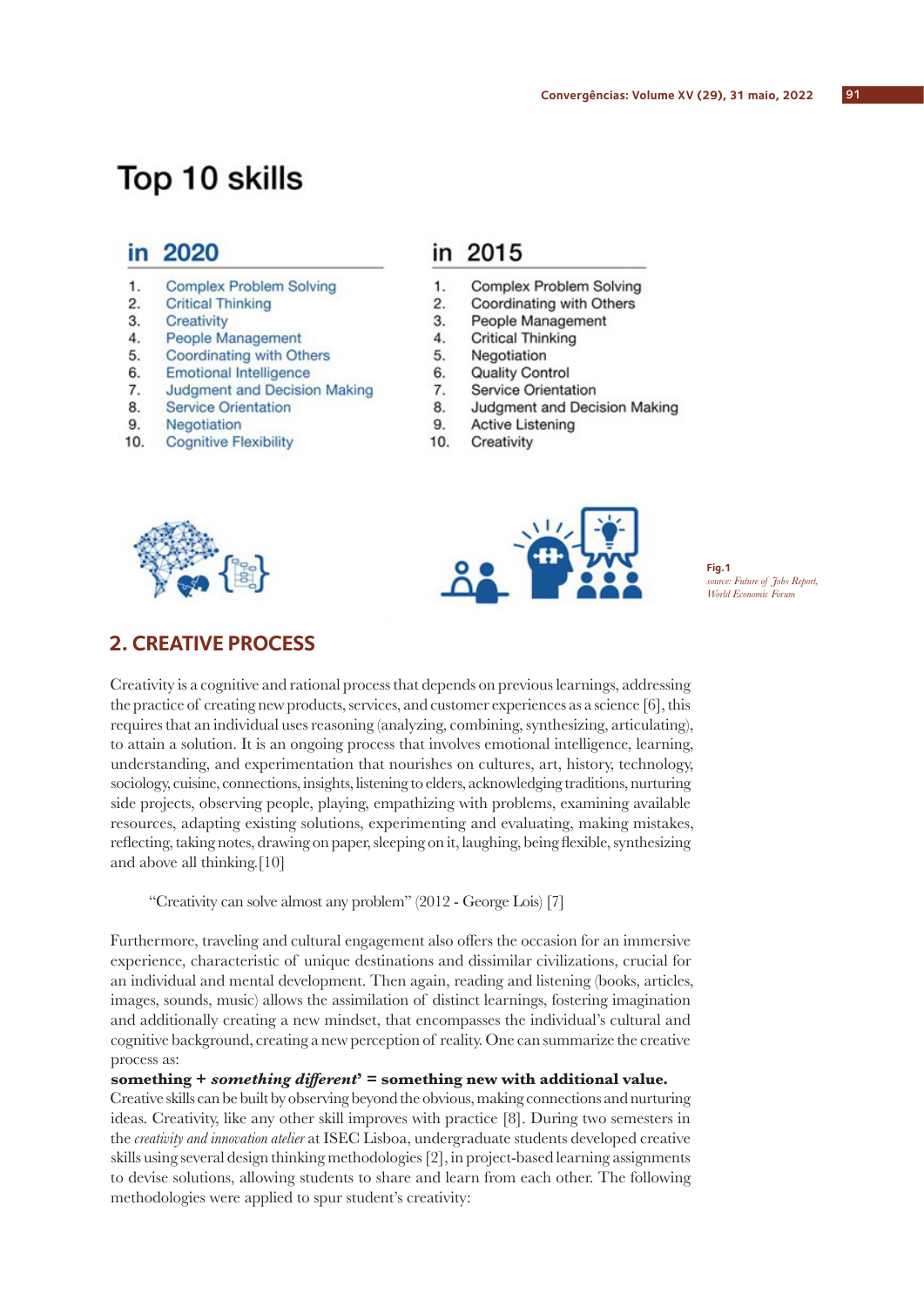# Top 10 skills

| in 2020 | in 2015 |
|---|---|
| 1. Complex Problem Solving | 1. Complex Problem Solving |
| 2. Critical Thinking | 2. Coordinating with Others |
| 3. Creativity | 3. People Management |
| 4. People Management | 4. Critical Thinking |
| 5. Coordinating with Others | 5. Negotiation |
| 6. Emotional Intelligence | 6. Quality Control |
| 7. Judgment and Decision Making | 7. Service Orientation |
| 8. Service Orientation | 8. Judgment and Decision Making |
| 9. Negotiation | 9. Active Listening |
| 10. Cognitive Flexibility | 10. Creativity |

**Fig.1**
*source: Future of Jobs Report, World Economic Forum*

## 2. CREATIVE PROCESS

Creativity is a cognitive and rational process that depends on previous learnings, addressing the practice of creating new products, services, and customer experiences as a science [6], this requires that an individual uses reasoning (analyzing, combining, synthesizing, articulating), to attain a solution. It is an ongoing process that involves emotional intelligence, learning, understanding, and experimentation that nourishes on cultures, art, history, technology, sociology, cuisine, connections, insights, listening to elders, acknowledging traditions, nurturing side projects, observing people, playing, empathizing with problems, examining available resources, adapting existing solutions, experimenting and evaluating, making mistakes, reflecting, taking notes, drawing on paper, sleeping on it, laughing, being flexible, synthesizing and above all thinking.[10]

> "Creativity can solve almost any problem" (2012 - George Lois) [7]

Furthermore, traveling and cultural engagement also offers the occasion for an immersive experience, characteristic of unique destinations and dissimilar civilizations, crucial for an individual and mental development. Then again, reading and listening (books, articles, images, sounds, music) allows the assimilation of distinct learnings, fostering imagination and additionally creating a new mindset, that encompasses the individual's cultural and cognitive background, creating a new perception of reality. One can summarize the creative process as:

**something + *something different*' = something new with additional value.**

Creative skills can be built by observing beyond the obvious, making connections and nurturing ideas. Creativity, like any other skill improves with practice [8]. During two semesters in the *creativity and innovation atelier* at ISEC Lisboa, undergraduate students developed creative skills using several design thinking methodologies [2], in project-based learning assignments to devise solutions, allowing students to share and learn from each other. The following methodologies were applied to spur student's creativity: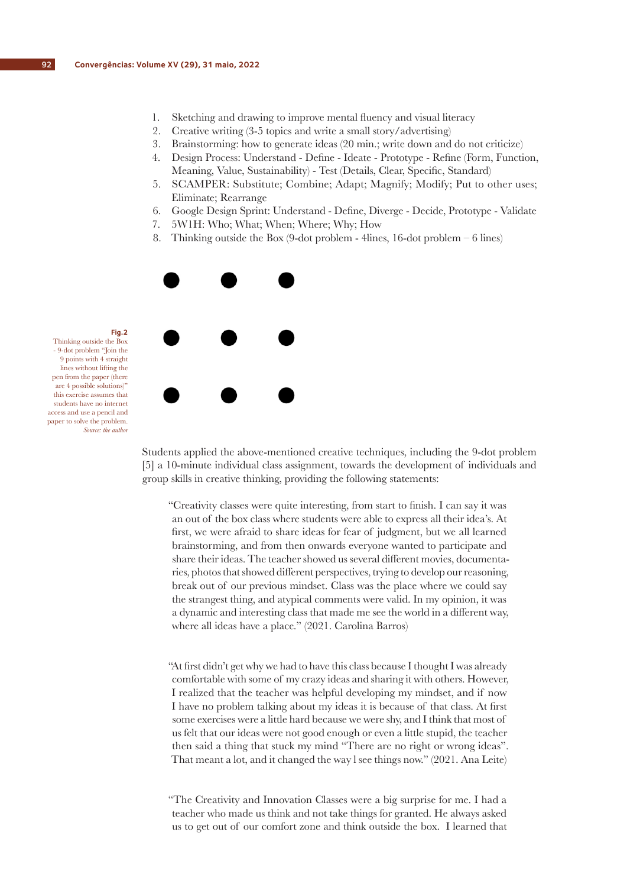1. Sketching and drawing to improve mental fluency and visual literacy
2. Creative writing (3-5 topics and write a small story/advertising)
3. Brainstorming: how to generate ideas (20 min.; write down and do not criticize)
4. Design Process: Understand - Define - Ideate - Prototype - Refine (Form, Function, Meaning, Value, Sustainability) - Test (Details, Clear, Specific, Standard)
5. SCAMPER: Substitute; Combine; Adapt; Magnify; Modify; Put to other uses; Eliminate; Rearrange
6. Google Design Sprint: Understand - Define, Diverge - Decide, Prototype - Validate
7. 5W1H: Who; What; When; Where; Why; How
8. Thinking outside the Box (9-dot problem - 4lines, 16-dot problem – 6 lines)

**Fig.2**
Thinking outside the Box - 9-dot problem "Join the 9 points with 4 straight lines without lifting the pen from the paper (there are 4 possible solutions)" this exercise assumes that students have no internet access and use a pencil and paper to solve the problem.
*Source: the author*

Students applied the above-mentioned creative techniques, including the 9-dot problem [5] a 10-minute individual class assignment, towards the development of individuals and group skills in creative thinking, providing the following statements:

> "Creativity classes were quite interesting, from start to finish. I can say it was an out of the box class where students were able to express all their idea's. At first, we were afraid to share ideas for fear of judgment, but we all learned brainstorming, and from then onwards everyone wanted to participate and share their ideas. The teacher showed us several different movies, documentaries, photos that showed different perspectives, trying to develop our reasoning, break out of our previous mindset. Class was the place where we could say the strangest thing, and atypical comments were valid. In my opinion, it was a dynamic and interesting class that made me see the world in a different way, where all ideas have a place." (2021. Carolina Barros)

> "At first didn't get why we had to have this class because I thought I was already comfortable with some of my crazy ideas and sharing it with others. However, I realized that the teacher was helpful developing my mindset, and if now I have no problem talking about my ideas it is because of that class. At first some exercises were a little hard because we were shy, and I think that most of us felt that our ideas were not good enough or even a little stupid, the teacher then said a thing that stuck my mind "There are no right or wrong ideas". That meant a lot, and it changed the way l see things now." (2021. Ana Leite)

> "The Creativity and Innovation Classes were a big surprise for me. I had a teacher who made us think and not take things for granted. He always asked us to get out of our comfort zone and think outside the box. I learned that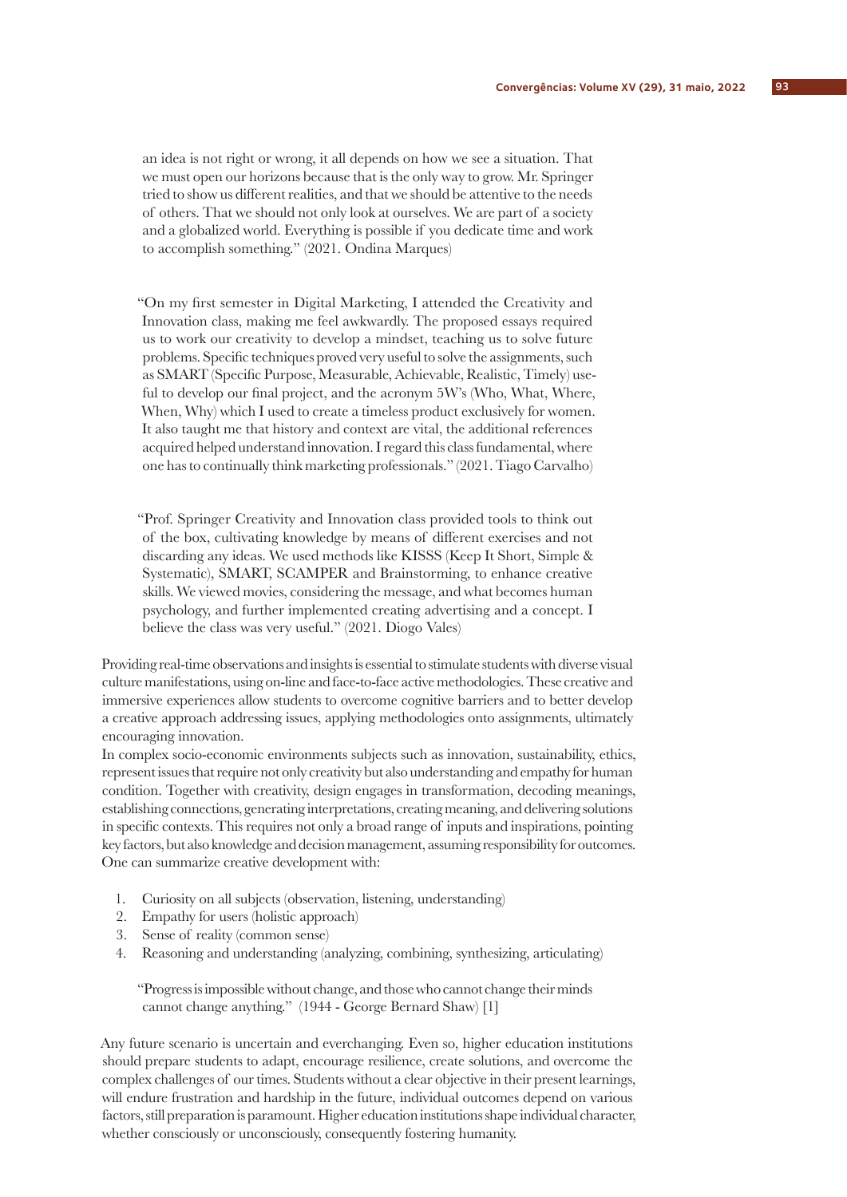an idea is not right or wrong, it all depends on how we see a situation. That we must open our horizons because that is the only way to grow. Mr. Springer tried to show us different realities, and that we should be attentive to the needs of others. That we should not only look at ourselves. We are part of a society and a globalized world. Everything is possible if you dedicate time and work to accomplish something." (2021. Ondina Marques)

> "On my first semester in Digital Marketing, I attended the Creativity and Innovation class, making me feel awkwardly. The proposed essays required us to work our creativity to develop a mindset, teaching us to solve future problems. Specific techniques proved very useful to solve the assignments, such as SMART (Specific Purpose, Measurable, Achievable, Realistic, Timely) useful to develop our final project, and the acronym 5W's (Who, What, Where, When, Why) which I used to create a timeless product exclusively for women. It also taught me that history and context are vital, the additional references acquired helped understand innovation. I regard this class fundamental, where one has to continually think marketing professionals." (2021. Tiago Carvalho)

> "Prof. Springer Creativity and Innovation class provided tools to think out of the box, cultivating knowledge by means of different exercises and not discarding any ideas. We used methods like KISSS (Keep It Short, Simple & Systematic), SMART, SCAMPER and Brainstorming, to enhance creative skills. We viewed movies, considering the message, and what becomes human psychology, and further implemented creating advertising and a concept. I believe the class was very useful." (2021. Diogo Vales)

Providing real-time observations and insights is essential to stimulate students with diverse visual culture manifestations, using on-line and face-to-face active methodologies. These creative and immersive experiences allow students to overcome cognitive barriers and to better develop a creative approach addressing issues, applying methodologies onto assignments, ultimately encouraging innovation.

In complex socio-economic environments subjects such as innovation, sustainability, ethics, represent issues that require not only creativity but also understanding and empathy for human condition. Together with creativity, design engages in transformation, decoding meanings, establishing connections, generating interpretations, creating meaning, and delivering solutions in specific contexts. This requires not only a broad range of inputs and inspirations, pointing key factors, but also knowledge and decision management, assuming responsibility for outcomes. One can summarize creative development with:

1. Curiosity on all subjects (observation, listening, understanding)
2. Empathy for users (holistic approach)
3. Sense of reality (common sense)
4. Reasoning and understanding (analyzing, combining, synthesizing, articulating)

> "Progress is impossible without change, and those who cannot change their minds cannot change anything." (1944 - George Bernard Shaw) [1]

Any future scenario is uncertain and everchanging. Even so, higher education institutions should prepare students to adapt, encourage resilience, create solutions, and overcome the complex challenges of our times. Students without a clear objective in their present learnings, will endure frustration and hardship in the future, individual outcomes depend on various factors, still preparation is paramount. Higher education institutions shape individual character, whether consciously or unconsciously, consequently fostering humanity.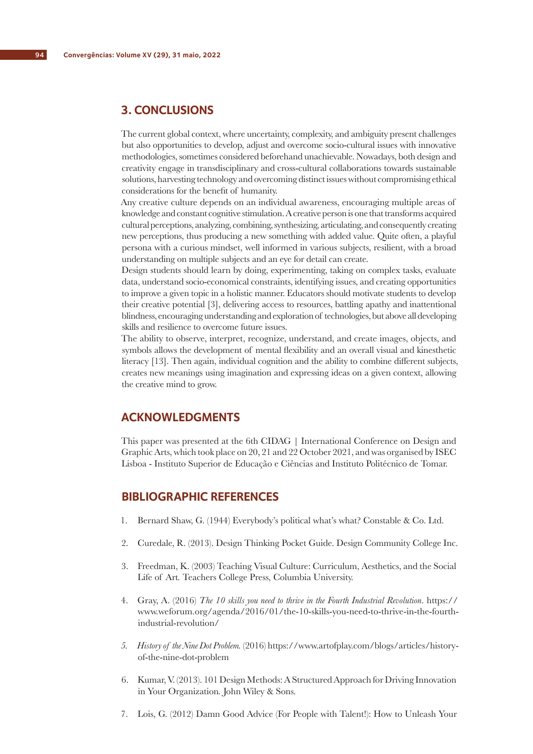## 3. CONCLUSIONS

The current global context, where uncertainty, complexity, and ambiguity present challenges but also opportunities to develop, adjust and overcome socio-cultural issues with innovative methodologies, sometimes considered beforehand unachievable. Nowadays, both design and creativity engage in transdisciplinary and cross-cultural collaborations towards sustainable solutions, harvesting technology and overcoming distinct issues without compromising ethical considerations for the benefit of humanity.

Any creative culture depends on an individual awareness, encouraging multiple areas of knowledge and constant cognitive stimulation. A creative person is one that transforms acquired cultural perceptions, analyzing, combining, synthesizing, articulating, and consequently creating new perceptions, thus producing a new something with added value. Quite often, a playful persona with a curious mindset, well informed in various subjects, resilient, with a broad understanding on multiple subjects and an eye for detail can create.

Design students should learn by doing, experimenting, taking on complex tasks, evaluate data, understand socio-economical constraints, identifying issues, and creating opportunities to improve a given topic in a holistic manner. Educators should motivate students to develop their creative potential [3], delivering access to resources, battling apathy and inattentional blindness, encouraging understanding and exploration of technologies, but above all developing skills and resilience to overcome future issues.

The ability to observe, interpret, recognize, understand, and create images, objects, and symbols allows the development of mental flexibility and an overall visual and kinesthetic literacy [13]. Then again, individual cognition and the ability to combine different subjects, creates new meanings using imagination and expressing ideas on a given context, allowing the creative mind to grow.

## ACKNOWLEDGMENTS

This paper was presented at the 6th CIDAG | International Conference on Design and Graphic Arts, which took place on 20, 21 and 22 October 2021, and was organised by ISEC Lisboa - Instituto Superior de Educação e Ciências and Instituto Politécnico de Tomar.

## BIBLIOGRAPHIC REFERENCES

1. Bernard Shaw, G. (1944) Everybody's political what's what? Constable & Co. Ltd.
2. Curedale, R. (2013). Design Thinking Pocket Guide. Design Community College Inc.
3. Freedman, K. (2003) Teaching Visual Culture: Curriculum, Aesthetics, and the Social Life of Art. Teachers College Press, Columbia University.
4. Gray, A. (2016) *The 10 skills you need to thrive in the Fourth Industrial Revolution*. https://www.weforum.org/agenda/2016/01/the-10-skills-you-need-to-thrive-in-the-fourth-industrial-revolution/
5. *History of the Nine Dot Problem.* (2016) https://www.artofplay.com/blogs/articles/history-of-the-nine-dot-problem
6. Kumar, V. (2013). 101 Design Methods: A Structured Approach for Driving Innovation in Your Organization. John Wiley & Sons.
7. Lois, G. (2012) Damn Good Advice (For People with Talent!): How to Unleash Your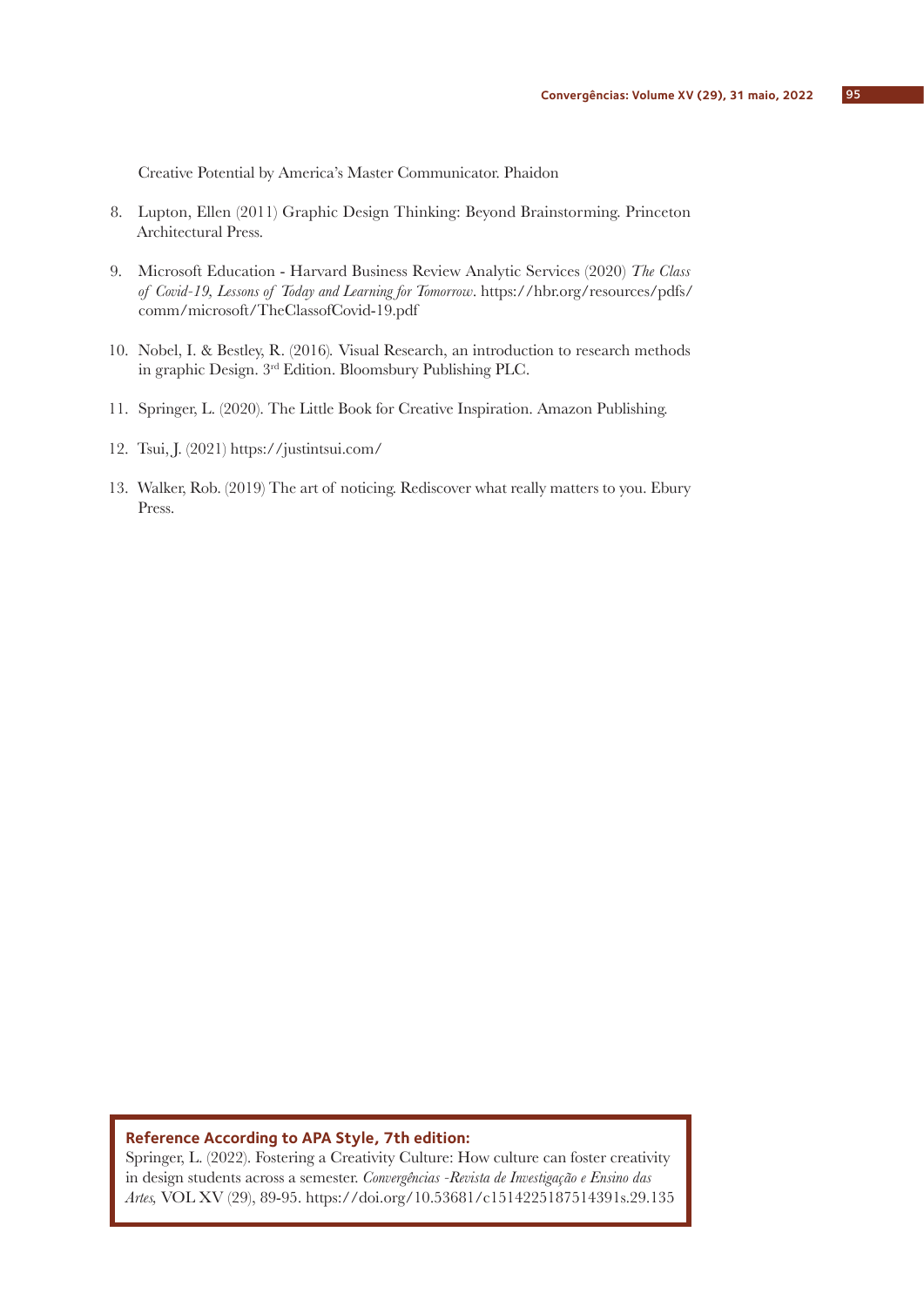Creative Potential by America's Master Communicator. Phaidon

8. Lupton, Ellen (2011) Graphic Design Thinking: Beyond Brainstorming. Princeton Architectural Press.

9. Microsoft Education - Harvard Business Review Analytic Services (2020) *The Class of Covid-19, Lessons of Today and Learning for Tomorrow*. https://hbr.org/resources/pdfs/comm/microsoft/TheClassofCovid-19.pdf

10. Nobel, I. & Bestley, R. (2016). Visual Research, an introduction to research methods in graphic Design. 3rd Edition. Bloomsbury Publishing PLC.

11. Springer, L. (2020). The Little Book for Creative Inspiration. Amazon Publishing.

12. Tsui, J. (2021) https://justintsui.com/

13. Walker, Rob. (2019) The art of noticing. Rediscover what really matters to you. Ebury Press.

**Reference According to APA Style, 7th edition:**
Springer, L. (2022). Fostering a Creativity Culture: How culture can foster creativity in design students across a semester. *Convergências -Revista de Investigação e Ensino das Artes,* VOL XV (29), 89-95. https://doi.org/10.53681/c1514225187514391s.29.135